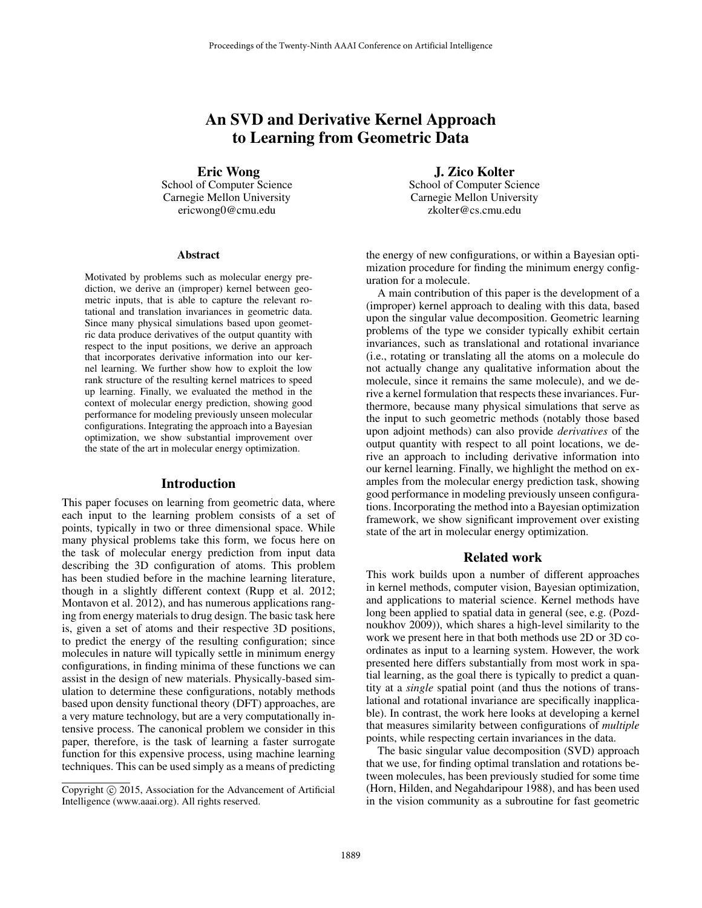# An SVD and Derivative Kernel Approach to Learning from Geometric Data

**Eric Wong**
School of Computer Science
Carnegie Mellon University
ericwong0@cmu.edu

**J. Zico Kolter**
School of Computer Science
Carnegie Mellon University
zkolter@cs.cmu.edu

## Abstract

Motivated by problems such as molecular energy prediction, we derive an (improper) kernel between geometric inputs, that is able to capture the relevant rotational and translation invariances in geometric data. Since many physical simulations based upon geometric data produce derivatives of the output quantity with respect to the input positions, we derive an approach that incorporates derivative information into our kernel learning. We further show how to exploit the low rank structure of the resulting kernel matrices to speed up learning. Finally, we evaluated the method in the context of molecular energy prediction, showing good performance for modeling previously unseen molecular configurations. Integrating the approach into a Bayesian optimization, we show substantial improvement over the state of the art in molecular energy optimization.

## Introduction

This paper focuses on learning from geometric data, where each input to the learning problem consists of a set of points, typically in two or three dimensional space. While many physical problems take this form, we focus here on the task of molecular energy prediction from input data describing the 3D configuration of atoms. This problem has been studied before in the machine learning literature, though in a slightly different context (Rupp et al. 2012; Montavon et al. 2012), and has numerous applications ranging from energy materials to drug design. The basic task here is, given a set of atoms and their respective 3D positions, to predict the energy of the resulting configuration; since molecules in nature will typically settle in minimum energy configurations, in finding minima of these functions we can assist in the design of new materials. Physically-based simulation to determine these configurations, notably methods based upon density functional theory (DFT) approaches, are a very mature technology, but are a very computationally intensive process. The canonical problem we consider in this paper, therefore, is the task of learning a faster surrogate function for this expensive process, using machine learning techniques. This can be used simply as a means of predicting the energy of new configurations, or within a Bayesian optimization procedure for finding the minimum energy configuration for a molecule.

A main contribution of this paper is the development of a (improper) kernel approach to dealing with this data, based upon the singular value decomposition. Geometric learning problems of the type we consider typically exhibit certain invariances, such as translational and rotational invariance (i.e., rotating or translating all the atoms on a molecule do not actually change any qualitative information about the molecule, since it remains the same molecule), and we derive a kernel formulation that respects these invariances. Furthermore, because many physical simulations that serve as the input to such geometric methods (notably those based upon adjoint methods) can also provide *derivatives* of the output quantity with respect to all point locations, we derive an approach to including derivative information into our kernel learning. Finally, we highlight the method on examples from the molecular energy prediction task, showing good performance in modeling previously unseen configurations. Incorporating the method into a Bayesian optimization framework, we show significant improvement over existing state of the art in molecular energy optimization.

## Related work

This work builds upon a number of different approaches in kernel methods, computer vision, Bayesian optimization, and applications to material science. Kernel methods have long been applied to spatial data in general (see, e.g. (Pozdnoukhov 2009)), which shares a high-level similarity to the work we present here in that both methods use 2D or 3D coordinates as input to a learning system. However, the work presented here differs substantially from most work in spatial learning, as the goal there is typically to predict a quantity at a *single* spatial point (and thus the notions of translational and rotational invariance are specifically inapplicable). In contrast, the work here looks at developing a kernel that measures similarity between configurations of *multiple* points, while respecting certain invariances in the data.

The basic singular value decomposition (SVD) approach that we use, for finding optimal translation and rotations between molecules, has been previously studied for some time (Horn, Hilden, and Negahdaripour 1988), and has been used in the vision community as a subroutine for fast geometric

Copyright © 2015, Association for the Advancement of Artificial Intelligence (www.aaai.org). All rights reserved.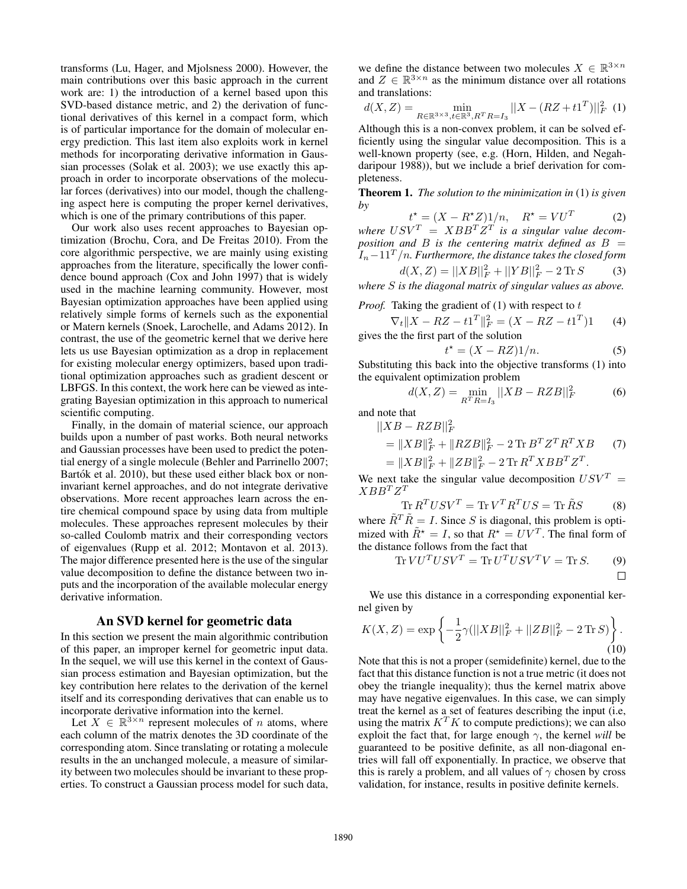transforms (Lu, Hager, and Mjolsness 2000). However, the main contributions over this basic approach in the current work are: 1) the introduction of a kernel based upon this SVD-based distance metric, and 2) the derivation of functional derivatives of this kernel in a compact form, which is of particular importance for the domain of molecular energy prediction. This last item also exploits work in kernel methods for incorporating derivative information in Gaussian processes (Solak et al. 2003); we use exactly this approach in order to incorporate observations of the molecular forces (derivatives) into our model, though the challenging aspect here is computing the proper kernel derivatives, which is one of the primary contributions of this paper.

Our work also uses recent approaches to Bayesian optimization (Brochu, Cora, and De Freitas 2010). From the core algorithmic perspective, we are mainly using existing approaches from the literature, specifically the lower confidence bound approach (Cox and John 1997) that is widely used in the machine learning community. However, most Bayesian optimization approaches have been applied using relatively simple forms of kernels such as the exponential or Matern kernels (Snoek, Larochelle, and Adams 2012). In contrast, the use of the geometric kernel that we derive here lets us use Bayesian optimization as a drop in replacement for existing molecular energy optimizers, based upon traditional optimization approaches such as gradient descent or LBFGS. In this context, the work here can be viewed as integrating Bayesian optimization in this approach to numerical scientific computing.

Finally, in the domain of material science, our approach builds upon a number of past works. Both neural networks and Gaussian processes have been used to predict the potential energy of a single molecule (Behler and Parrinello 2007; Bartók et al. 2010), but these used either black box or non-invariant kernel approaches, and do not integrate derivative observations. More recent approaches learn across the entire chemical compound space by using data from multiple molecules. These approaches represent molecules by their so-called Coulomb matrix and their corresponding vectors of eigenvalues (Rupp et al. 2012; Montavon et al. 2013). The major difference presented here is the use of the singular value decomposition to define the distance between two inputs and the incorporation of the available molecular energy derivative information.

## An SVD kernel for geometric data

In this section we present the main algorithmic contribution of this paper, an improper kernel for geometric input data. In the sequel, we will use this kernel in the context of Gaussian process estimation and Bayesian optimization, but the key contribution here relates to the derivation of the kernel itself and its corresponding derivatives that can enable us to incorporate derivative information into the kernel.

Let $X \in \mathbb{R}^{3\times n}$ represent molecules of $n$ atoms, where each column of the matrix denotes the 3D coordinate of the corresponding atom. Since translating or rotating a molecule results in the an unchanged molecule, a measure of similarity between two molecules should be invariant to these properties. To construct a Gaussian process model for such data, we define the distance between two molecules $X \in \mathbb{R}^{3\times n}$ and $Z \in \mathbb{R}^{3\times n}$ as the minimum distance over all rotations and translations:

$$d(X, Z) = \min_{R\in\mathbb{R}^{3\times 3}, t\in\mathbb{R}^3, R^TR=I_3} ||X - (RZ + t1^T)||_F^2 \quad (1)$$

Although this is a non-convex problem, it can be solved efficiently using the singular value decomposition. This is a well-known property (see, e.g. (Horn, Hilden, and Negahdaripour 1988)), but we include a brief derivation for completeness.

**Theorem 1.** *The solution to the minimization in* (1) *is given by*

$$t^\star = (X - R^\star Z)1/n, \quad R^\star = VU^T \quad (2)$$

*where* $USV^T = XBB^TZ^T$ *is a singular value decomposition and* $B$ *is the centering matrix defined as* $B = I_n - 11^T/n$*. Furthermore, the distance takes the closed form*

$$d(X, Z) = ||XB||_F^2 + ||YB||_F^2 - 2\,\mathrm{Tr}\,S \quad (3)$$

*where* $S$ *is the diagonal matrix of singular values as above.*

*Proof.* Taking the gradient of (1) with respect to $t$

$$\nabla_t \|X - RZ - t1^T\|_F^2 = (X - RZ - t1^T)1 \quad (4)$$

gives the the first part of the solution

$$t^\star = (X - RZ)1/n. \quad (5)$$

Substituting this back into the objective transforms (1) into the equivalent optimization problem

$$d(X, Z) = \min_{R^TR=I_3} ||XB - RZB||_F^2 \quad (6)$$

and note that

$$\begin{aligned} &||XB - RZB||_F^2 \\ &= \|XB\|_F^2 + \|RZB\|_F^2 - 2\,\mathrm{Tr}\,B^TZ^TR^TXB \quad (7)\\ &= \|XB\|_F^2 + \|ZB\|_F^2 - 2\,\mathrm{Tr}\,R^TXBB^TZ^T. \end{aligned}$$

We next take the singular value decomposition $USV^T = XBB^TZ^T$

$$\mathrm{Tr}\,R^TUSV^T = \mathrm{Tr}\,V^TR^TUS = \mathrm{Tr}\,\tilde{R}S \quad (8)$$

where $\tilde{R}^T\tilde{R} = I$. Since $S$ is diagonal, this problem is optimized with $\tilde{R}^\star = I$, so that $R^\star = UV^T$. The final form of the distance follows from the fact that

$$\mathrm{Tr}\,VU^TUSV^T = \mathrm{Tr}\,U^TUSV^TV = \mathrm{Tr}\,S. \quad (9)$$

□

We use this distance in a corresponding exponential kernel given by

$$K(X, Z) = \exp\left\{-\frac{1}{2}\gamma(||XB||_F^2 + ||ZB||_F^2 - 2\,\mathrm{Tr}\,S)\right\}. \quad (10)$$

Note that this is not a proper (semidefinite) kernel, due to the fact that this distance function is not a true metric (it does not obey the triangle inequality); thus the kernel matrix above may have negative eigenvalues. In this case, we can simply treat the kernel as a set of features describing the input (i.e, using the matrix $K^TK$ to compute predictions); we can also exploit the fact that, for large enough $\gamma$, the kernel *will* be guaranteed to be positive definite, as all non-diagonal entries will fall off exponentially. In practice, we observe that this is rarely a problem, and all values of $\gamma$ chosen by cross validation, for instance, results in positive definite kernels.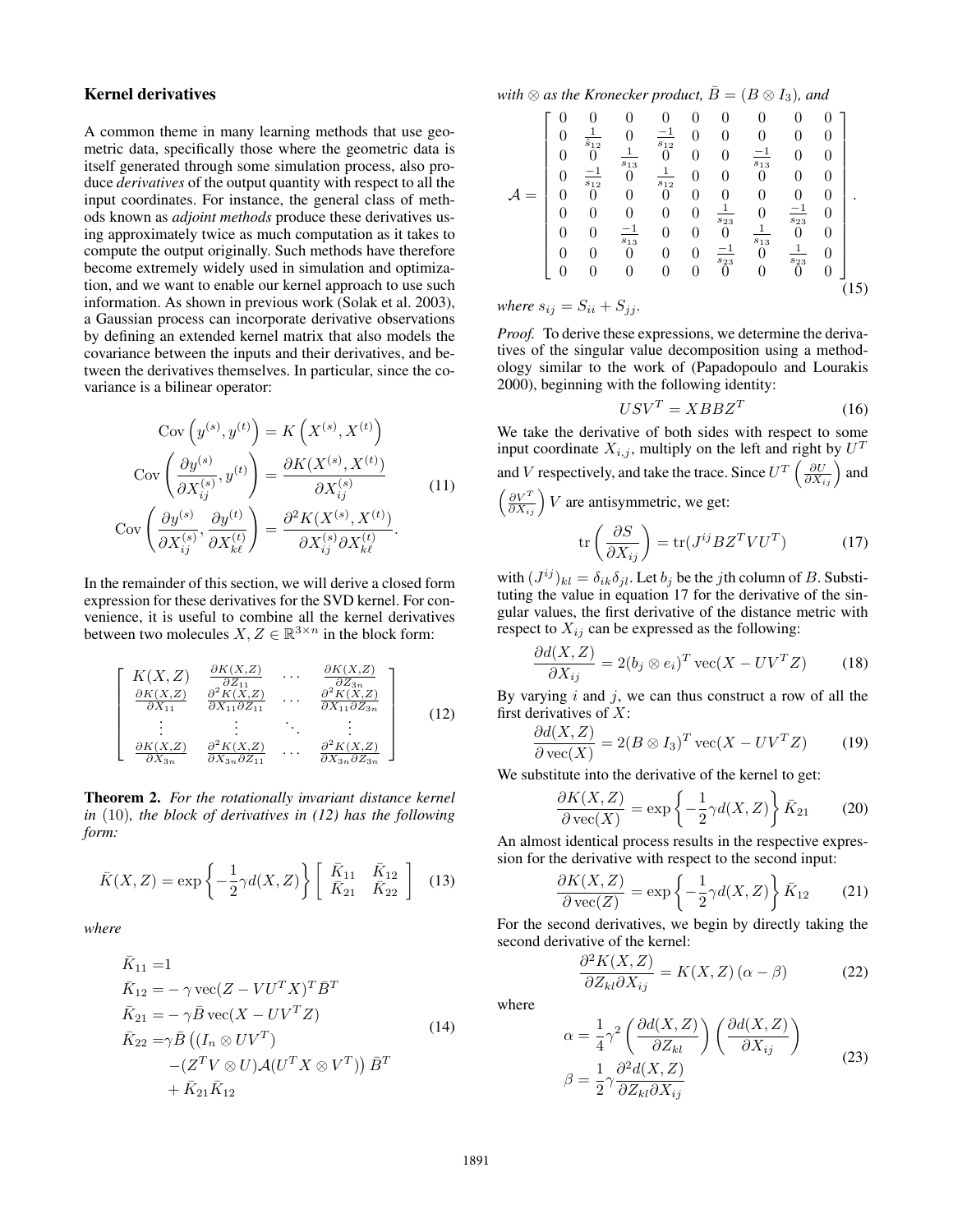## Kernel derivatives

A common theme in many learning methods that use geometric data, specifically those where the geometric data is itself generated through some simulation process, also produce *derivatives* of the output quantity with respect to all the input coordinates. For instance, the general class of methods known as *adjoint methods* produce these derivatives using approximately twice as much computation as it takes to compute the output originally. Such methods have therefore become extremely widely used in simulation and optimization, and we want to enable our kernel approach to use such information. As shown in previous work (Solak et al. 2003), a Gaussian process can incorporate derivative observations by defining an extended kernel matrix that also models the covariance between the inputs and their derivatives, and between the derivatives themselves. In particular, since the covariance is a bilinear operator:

$$
\begin{aligned}
\operatorname{Cov}\left(y^{(s)}, y^{(t)}\right) &= K\left(X^{(s)}, X^{(t)}\right) \\
\operatorname{Cov}\left(\frac{\partial y^{(s)}}{\partial X_{ij}^{(s)}}, y^{(t)}\right) &= \frac{\partial K(X^{(s)}, X^{(t)})}{\partial X_{ij}^{(s)}} \\
\operatorname{Cov}\left(\frac{\partial y^{(s)}}{\partial X_{ij}^{(s)}}, \frac{\partial y^{(t)}}{\partial X_{k\ell}^{(t)}}\right) &= \frac{\partial^2 K(X^{(s)}, X^{(t)})}{\partial X_{ij}^{(s)} \partial X_{k\ell}^{(t)}}.
\end{aligned} \tag{11}
$$

In the remainder of this section, we will derive a closed form expression for these derivatives for the SVD kernel. For convenience, it is useful to combine all the kernel derivatives between two molecules $X, Z \in \mathbb{R}^{3\times n}$ in the block form:

$$
\begin{bmatrix}
K(X,Z) & \frac{\partial K(X,Z)}{\partial Z_{11}} & \cdots & \frac{\partial K(X,Z)}{\partial Z_{3n}} \\
\frac{\partial K(X,Z)}{\partial X_{11}} & \frac{\partial^2 K(X,Z)}{\partial X_{11}\partial Z_{11}} & \cdots & \frac{\partial^2 K(X,Z)}{\partial X_{11}\partial Z_{3n}} \\
\vdots & \vdots & \ddots & \vdots \\
\frac{\partial K(X,Z)}{\partial X_{3n}} & \frac{\partial^2 K(X,Z)}{\partial X_{3n}\partial Z_{11}} & \cdots & \frac{\partial^2 K(X,Z)}{\partial X_{3n}\partial Z_{3n}}
\end{bmatrix} \tag{12}
$$

**Theorem 2.** *For the rotationally invariant distance kernel in* (10)*, the block of derivatives in (12) has the following form:*

$$
\bar{K}(X,Z) = \exp\left\{-\frac{1}{2}\gamma d(X,Z)\right\} \begin{bmatrix} \bar{K}_{11} & \bar{K}_{12} \\ \bar{K}_{21} & \bar{K}_{22} \end{bmatrix} \tag{13}
$$

*where*

$$
\begin{aligned}
\bar{K}_{11} =& 1 \\
\bar{K}_{12} =& -\gamma \operatorname{vec}(Z - VU^T X)^T \bar{B}^T \\
\bar{K}_{21} =& -\gamma \bar{B} \operatorname{vec}(X - UV^T Z) \\
\bar{K}_{22} =& \gamma \bar{B}\left((I_n \otimes UV^T)\right. \\
& \left. -(Z^T V \otimes U)\mathcal{A}(U^T X \otimes V^T)\right)\bar{B}^T \\
& + \bar{K}_{21}\bar{K}_{12}
\end{aligned} \tag{14}
$$

*with $\otimes$ as the Kronecker product, $\bar{B} = (B \otimes I_3)$, and*

$$
\mathcal{A} = \begin{bmatrix}
0 & 0 & 0 & 0 & 0 & 0 & 0 & 0 & 0 \\
0 & \frac{1}{s_{12}} & 0 & \frac{-1}{s_{12}} & 0 & 0 & 0 & 0 & 0 \\
0 & 0 & \frac{1}{s_{13}} & 0 & 0 & 0 & \frac{-1}{s_{13}} & 0 & 0 \\
0 & \frac{-1}{s_{12}} & 0 & \frac{1}{s_{12}} & 0 & 0 & 0 & 0 & 0 \\
0 & 0 & 0 & 0 & 0 & 0 & 0 & 0 & 0 \\
0 & 0 & 0 & 0 & 0 & \frac{1}{s_{23}} & 0 & \frac{-1}{s_{23}} & 0 \\
0 & 0 & \frac{-1}{s_{13}} & 0 & 0 & 0 & \frac{1}{s_{13}} & 0 & 0 \\
0 & 0 & 0 & 0 & 0 & \frac{-1}{s_{23}} & 0 & \frac{1}{s_{23}} & 0 \\
0 & 0 & 0 & 0 & 0 & 0 & 0 & 0 & 0
\end{bmatrix}. \tag{15}
$$

*where $s_{ij} = S_{ii} + S_{jj}$.*

*Proof.* To derive these expressions, we determine the derivatives of the singular value decomposition using a methodology similar to the work of (Papadopoulo and Lourakis 2000), beginning with the following identity:

$$
USV^T = XBBZ^T \tag{16}
$$

We take the derivative of both sides with respect to some input coordinate $X_{i,j}$, multiply on the left and right by $U^T$ and $V$ respectively, and take the trace. Since $U^T\left(\frac{\partial U}{\partial X_{ij}}\right)$ and $\left(\frac{\partial V^T}{\partial X_{ij}}\right)V$ are antisymmetric, we get:

$$
\operatorname{tr}\left(\frac{\partial S}{\partial X_{ij}}\right) = \operatorname{tr}(J^{ij} BZ^T VU^T) \tag{17}
$$

with $(J^{ij})_{kl} = \delta_{ik}\delta_{jl}$. Let $b_j$ be the $j$th column of $B$. Substituting the value in equation 17 for the derivative of the singular values, the first derivative of the distance metric with respect to $X_{ij}$ can be expressed as the following:

$$
\frac{\partial d(X,Z)}{\partial X_{ij}} = 2(b_j \otimes e_i)^T \operatorname{vec}(X - UV^T Z) \tag{18}
$$

By varying $i$ and $j$, we can thus construct a row of all the first derivatives of $X$:

$$
\frac{\partial d(X,Z)}{\partial \operatorname{vec}(X)} = 2(B \otimes I_3)^T \operatorname{vec}(X - UV^T Z) \tag{19}
$$

We substitute into the derivative of the kernel to get:

$$
\frac{\partial K(X,Z)}{\partial \operatorname{vec}(X)} = \exp\left\{-\frac{1}{2}\gamma d(X,Z)\right\}\bar{K}_{21} \tag{20}
$$

An almost identical process results in the respective expression for the derivative with respect to the second input:

$$
\frac{\partial K(X,Z)}{\partial \operatorname{vec}(Z)} = \exp\left\{-\frac{1}{2}\gamma d(X,Z)\right\}\bar{K}_{12} \tag{21}
$$

For the second derivatives, we begin by directly taking the second derivative of the kernel:

$$
\frac{\partial^2 K(X,Z)}{\partial Z_{kl}\partial X_{ij}} = K(X,Z)\,(\alpha - \beta) \tag{22}
$$

where

$$
\begin{aligned}
\alpha &= \frac{1}{4}\gamma^2\left(\frac{\partial d(X,Z)}{\partial Z_{kl}}\right)\left(\frac{\partial d(X,Z)}{\partial X_{ij}}\right) \\
\beta &= \frac{1}{2}\gamma\frac{\partial^2 d(X,Z)}{\partial Z_{kl}\partial X_{ij}}
\end{aligned} \tag{23}
$$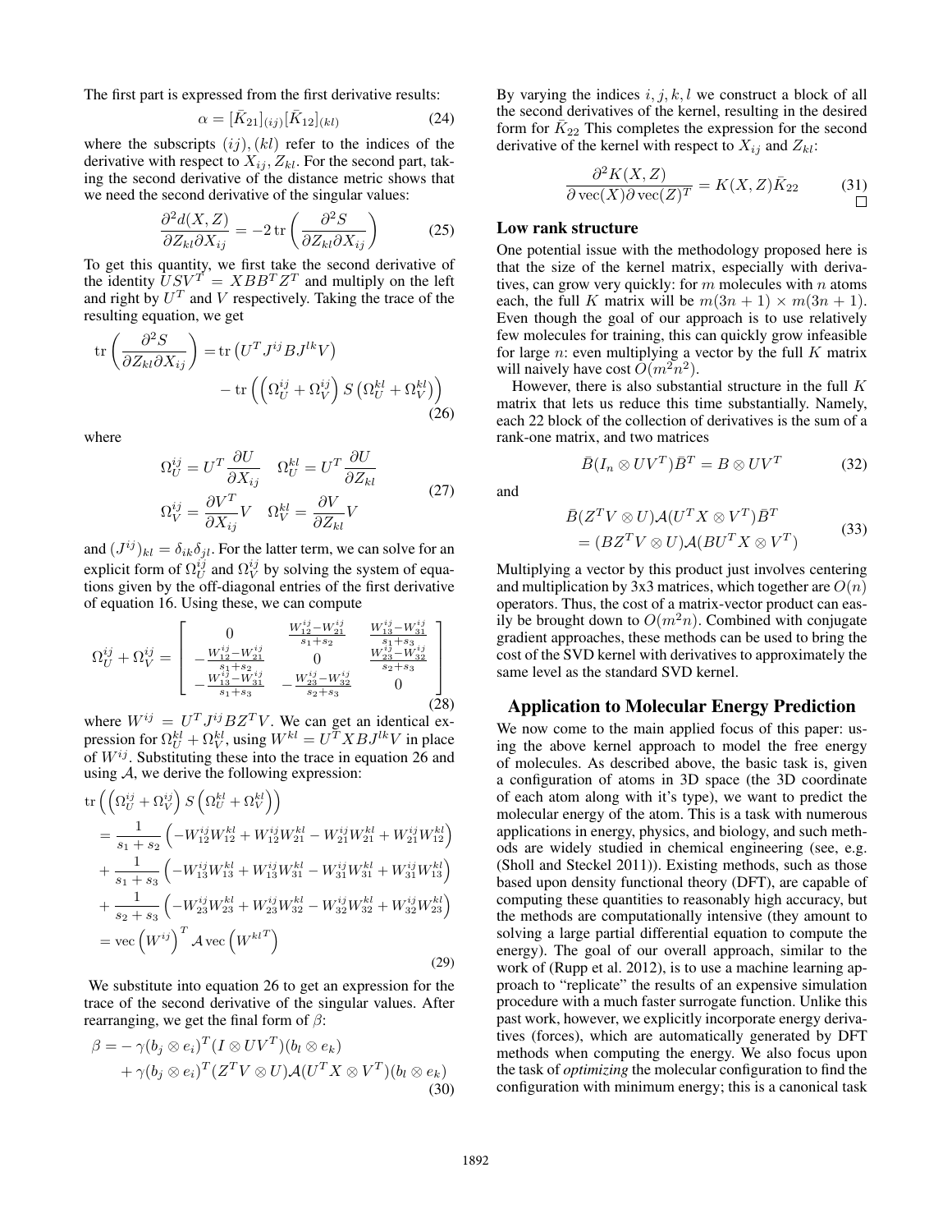The first part is expressed from the first derivative results:

$$\alpha = [\bar{K}_{21}]_{(ij)}[\bar{K}_{12}]_{(kl)} \tag{24}$$

where the subscripts $(ij), (kl)$ refer to the indices of the derivative with respect to $X_{ij}, Z_{kl}$. For the second part, taking the second derivative of the distance metric shows that we need the second derivative of the singular values:

$$\frac{\partial^2 d(X,Z)}{\partial Z_{kl} \partial X_{ij}} = -2 \operatorname{tr}\left(\frac{\partial^2 S}{\partial Z_{kl} \partial X_{ij}}\right) \tag{25}$$

To get this quantity, we first take the second derivative of the identity $USV^T = XBB^TZ^T$ and multiply on the left and right by $U^T$ and $V$ respectively. Taking the trace of the resulting equation, we get

$$\begin{aligned}\operatorname{tr}\left(\frac{\partial^2 S}{\partial Z_{kl} \partial X_{ij}}\right) &= \operatorname{tr}\left(U^T J^{ij} B J^{lk} V\right) \\ &\quad - \operatorname{tr}\left(\left(\Omega_U^{ij} + \Omega_V^{ij}\right) S \left(\Omega_U^{kl} + \Omega_V^{kl}\right)\right)\end{aligned} \tag{26}$$

where

$$\begin{aligned}\Omega_U^{ij} &= U^T \frac{\partial U}{\partial X_{ij}} \quad \Omega_U^{kl} = U^T \frac{\partial U}{\partial Z_{kl}} \\ \Omega_V^{ij} &= \frac{\partial V^T}{\partial X_{ij}} V \quad \Omega_V^{kl} = \frac{\partial V}{\partial Z_{kl}} V\end{aligned} \tag{27}$$

and $(J^{ij})_{kl} = \delta_{ik}\delta_{jl}$. For the latter term, we can solve for an explicit form of $\Omega_U^{ij}$ and $\Omega_V^{ij}$ by solving the system of equations given by the off-diagonal entries of the first derivative of equation 16. Using these, we can compute

$$\Omega_U^{ij} + \Omega_V^{ij} = \begin{bmatrix} 0 & \frac{W_{12}^{ij} - W_{21}^{ij}}{s_1 + s_2} & \frac{W_{13}^{ij} - W_{31}^{ij}}{s_1 + s_3} \\ -\frac{W_{12}^{ij} - W_{21}^{ij}}{s_1 + s_2} & 0 & \frac{W_{23}^{ij} - W_{32}^{ij}}{s_2 + s_3} \\ -\frac{W_{13}^{ij} - W_{31}^{ij}}{s_1 + s_3} & -\frac{W_{23}^{ij} - W_{32}^{ij}}{s_2 + s_3} & 0 \end{bmatrix} \tag{28}$$

where $W^{ij} = U^T J^{ij} B Z^T V$. We can get an identical expression for $\Omega_U^{kl} + \Omega_V^{kl}$, using $W^{kl} = U^T X B J^{lk} V$ in place of $W^{ij}$. Substituting these into the trace in equation 26 and using $\mathcal{A}$, we derive the following expression:

$$\begin{aligned}&\operatorname{tr}\left(\left(\Omega_U^{ij} + \Omega_V^{ij}\right) S \left(\Omega_U^{kl} + \Omega_V^{kl}\right)\right) \\ &= \frac{1}{s_1 + s_2}\left(-W_{12}^{ij} W_{12}^{kl} + W_{12}^{ij} W_{21}^{kl} - W_{21}^{ij} W_{21}^{kl} + W_{21}^{ij} W_{12}^{kl}\right) \\ &+ \frac{1}{s_1 + s_3}\left(-W_{13}^{ij} W_{13}^{kl} + W_{13}^{ij} W_{31}^{kl} - W_{31}^{ij} W_{31}^{kl} + W_{31}^{ij} W_{13}^{kl}\right) \\ &+ \frac{1}{s_2 + s_3}\left(-W_{23}^{ij} W_{23}^{kl} + W_{23}^{ij} W_{32}^{kl} - W_{32}^{ij} W_{32}^{kl} + W_{32}^{ij} W_{23}^{kl}\right) \\ &= \operatorname{vec}\left(W^{ij}\right)^T \mathcal{A} \operatorname{vec}\left(W^{kl^T}\right)\end{aligned} \tag{29}$$

We substitute into equation 26 to get an expression for the trace of the second derivative of the singular values. After rearranging, we get the final form of $\beta$:

$$\begin{aligned}\beta = &-\gamma(b_j \otimes e_i)^T (I \otimes UV^T)(b_l \otimes e_k) \\ &+ \gamma(b_j \otimes e_i)^T (Z^T V \otimes U)\mathcal{A}(U^T X \otimes V^T)(b_l \otimes e_k)\end{aligned} \tag{30}$$

By varying the indices $i, j, k, l$ we construct a block of all the second derivatives of the kernel, resulting in the desired form for $\bar{K}_{22}$ This completes the expression for the second derivative of the kernel with respect to $X_{ij}$ and $Z_{kl}$:

$$\frac{\partial^2 K(X,Z)}{\partial \operatorname{vec}(X) \partial \operatorname{vec}(Z)^T} = K(X,Z)\bar{K}_{22} \tag{31}$$

□

## Low rank structure

One potential issue with the methodology proposed here is that the size of the kernel matrix, especially with derivatives, can grow very quickly: for $m$ molecules with $n$ atoms each, the full $K$ matrix will be $m(3n+1) \times m(3n+1)$. Even though the goal of our approach is to use relatively few molecules for training, this can quickly grow infeasible for large $n$: even multiplying a vector by the full $K$ matrix will naively have cost $O(m^2 n^2)$.

However, there is also substantial structure in the full $K$ matrix that lets us reduce this time substantially. Namely, each 22 block of the collection of derivatives is the sum of a rank-one matrix, and two matrices

$$\bar{B}(I_n \otimes UV^T)\bar{B}^T = B \otimes UV^T \tag{32}$$

and

$$\begin{aligned}&\bar{B}(Z^T V \otimes U)\mathcal{A}(U^T X \otimes V^T)\bar{B}^T \\ &= (BZ^T V \otimes U)\mathcal{A}(BU^T X \otimes V^T)\end{aligned} \tag{33}$$

Multiplying a vector by this product just involves centering and multiplication by 3x3 matrices, which together are $O(n)$ operators. Thus, the cost of a matrix-vector product can easily be brought down to $O(m^2 n)$. Combined with conjugate gradient approaches, these methods can be used to bring the cost of the SVD kernel with derivatives to approximately the same level as the standard SVD kernel.

# Application to Molecular Energy Prediction

We now come to the main applied focus of this paper: using the above kernel approach to model the free energy of molecules. As described above, the basic task is, given a configuration of atoms in 3D space (the 3D coordinate of each atom along with it's type), we want to predict the molecular energy of the atom. This is a task with numerous applications in energy, physics, and biology, and such methods are widely studied in chemical engineering (see, e.g. (Sholl and Steckel 2011)). Existing methods, such as those based upon density functional theory (DFT), are capable of computing these quantities to reasonably high accuracy, but the methods are computationally intensive (they amount to solving a large partial differential equation to compute the energy). The goal of our overall approach, similar to the work of (Rupp et al. 2012), is to use a machine learning approach to "replicate" the results of an expensive simulation procedure with a much faster surrogate function. Unlike this past work, however, we explicitly incorporate energy derivatives (forces), which are automatically generated by DFT methods when computing the energy. We also focus upon the task of *optimizing* the molecular configuration to find the configuration with minimum energy; this is a canonical task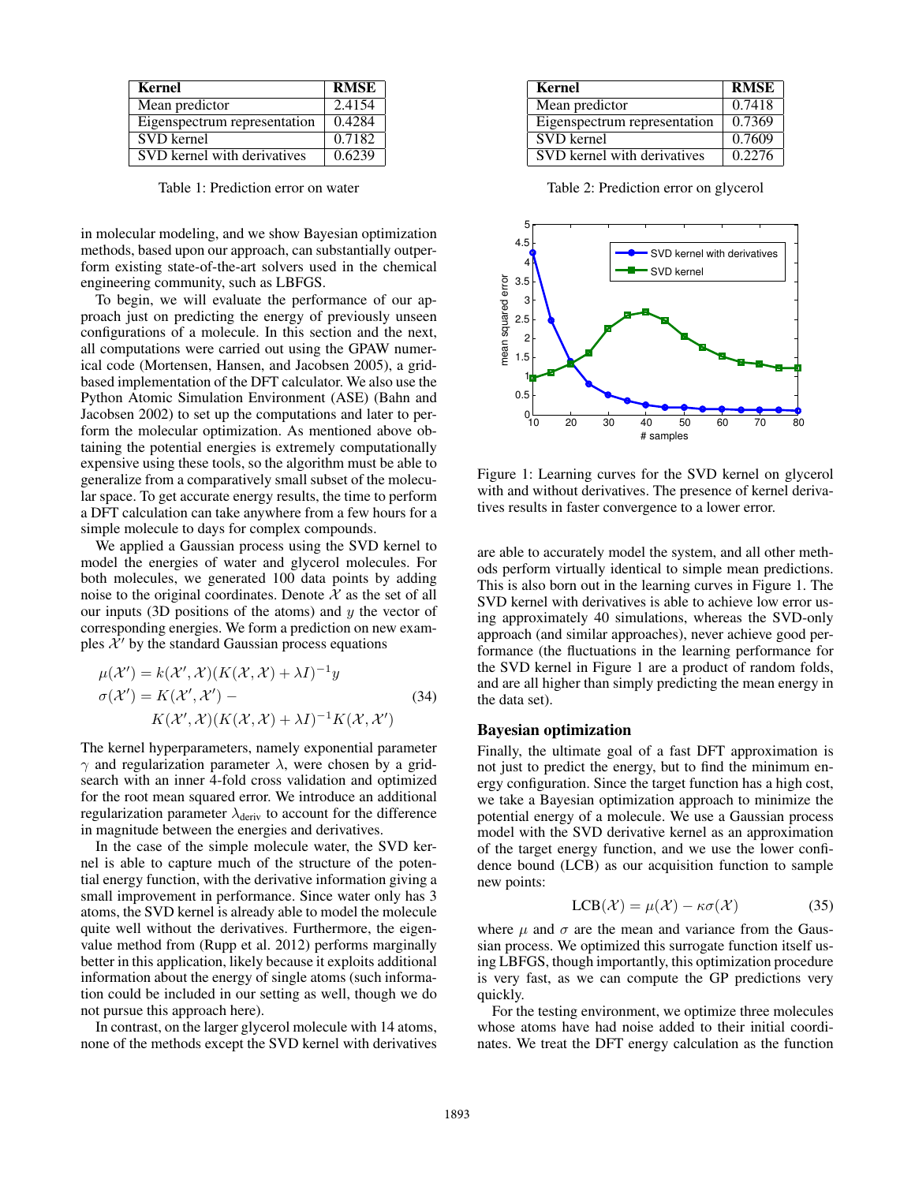| Kernel | RMSE |
| --- | --- |
| Mean predictor | 2.4154 |
| Eigenspectrum representation | 0.4284 |
| SVD kernel | 0.7182 |
| SVD kernel with derivatives | 0.6239 |

Table 1: Prediction error on water

in molecular modeling, and we show Bayesian optimization methods, based upon our approach, can substantially outperform existing state-of-the-art solvers used in the chemical engineering community, such as LBFGS.

To begin, we will evaluate the performance of our approach just on predicting the energy of previously unseen configurations of a molecule. In this section and the next, all computations were carried out using the GPAW numerical code (Mortensen, Hansen, and Jacobsen 2005), a grid-based implementation of the DFT calculator. We also use the Python Atomic Simulation Environment (ASE) (Bahn and Jacobsen 2002) to set up the computations and later to perform the molecular optimization. As mentioned above obtaining the potential energies is extremely computationally expensive using these tools, so the algorithm must be able to generalize from a comparatively small subset of the molecular space. To get accurate energy results, the time to perform a DFT calculation can take anywhere from a few hours for a simple molecule to days for complex compounds.

We applied a Gaussian process using the SVD kernel to model the energies of water and glycerol molecules. For both molecules, we generated 100 data points by adding noise to the original coordinates. Denote $\mathcal{X}$ as the set of all our inputs (3D positions of the atoms) and $y$ the vector of corresponding energies. We form a prediction on new examples $\mathcal{X}'$ by the standard Gaussian process equations

$$\begin{aligned}\mu(\mathcal{X}') &= k(\mathcal{X}', \mathcal{X})(K(\mathcal{X}, \mathcal{X}) + \lambda I)^{-1} y \\ \sigma(\mathcal{X}') &= K(\mathcal{X}', \mathcal{X}') - \\ &\quad K(\mathcal{X}', \mathcal{X})(K(\mathcal{X}, \mathcal{X}) + \lambda I)^{-1} K(\mathcal{X}, \mathcal{X}')\end{aligned} \tag{34}$$

The kernel hyperparameters, namely exponential parameter $\gamma$ and regularization parameter $\lambda$, were chosen by a grid-search with an inner 4-fold cross validation and optimized for the root mean squared error. We introduce an additional regularization parameter $\lambda_{\text{deriv}}$ to account for the difference in magnitude between the energies and derivatives.

In the case of the simple molecule water, the SVD kernel is able to capture much of the structure of the potential energy function, with the derivative information giving a small improvement in performance. Since water only has 3 atoms, the SVD kernel is already able to model the molecule quite well without the derivatives. Furthermore, the eigenvalue method from (Rupp et al. 2012) performs marginally better in this application, likely because it exploits additional information about the energy of single atoms (such information could be included in our setting as well, though we do not pursue this approach here).

In contrast, on the larger glycerol molecule with 14 atoms, none of the methods except the SVD kernel with derivatives are able to accurately model the system, and all other methods perform virtually identical to simple mean predictions. This is also born out in the learning curves in Figure 1. The SVD kernel with derivatives is able to achieve low error using approximately 40 simulations, whereas the SVD-only approach (and similar approaches), never achieve good performance (the fluctuations in the learning performance for the SVD kernel in Figure 1 are a product of random folds, and are all higher than simply predicting the mean energy in the data set).

| Kernel | RMSE |
| --- | --- |
| Mean predictor | 0.7418 |
| Eigenspectrum representation | 0.7369 |
| SVD kernel | 0.7609 |
| SVD kernel with derivatives | 0.2276 |

Table 2: Prediction error on glycerol

Figure 1: Learning curves for the SVD kernel on glycerol with and without derivatives. The presence of kernel derivatives results in faster convergence to a lower error.

## Bayesian optimization

Finally, the ultimate goal of a fast DFT approximation is not just to predict the energy, but to find the minimum energy configuration. Since the target function has a high cost, we take a Bayesian optimization approach to minimize the potential energy of a molecule. We use a Gaussian process model with the SVD derivative kernel as an approximation of the target energy function, and we use the lower confidence bound (LCB) as our acquisition function to sample new points:

$$\text{LCB}(\mathcal{X}) = \mu(\mathcal{X}) - \kappa\sigma(\mathcal{X}) \tag{35}$$

where $\mu$ and $\sigma$ are the mean and variance from the Gaussian process. We optimized this surrogate function itself using LBFGS, though importantly, this optimization procedure is very fast, as we can compute the GP predictions very quickly.

For the testing environment, we optimize three molecules whose atoms have had noise added to their initial coordinates. We treat the DFT energy calculation as the function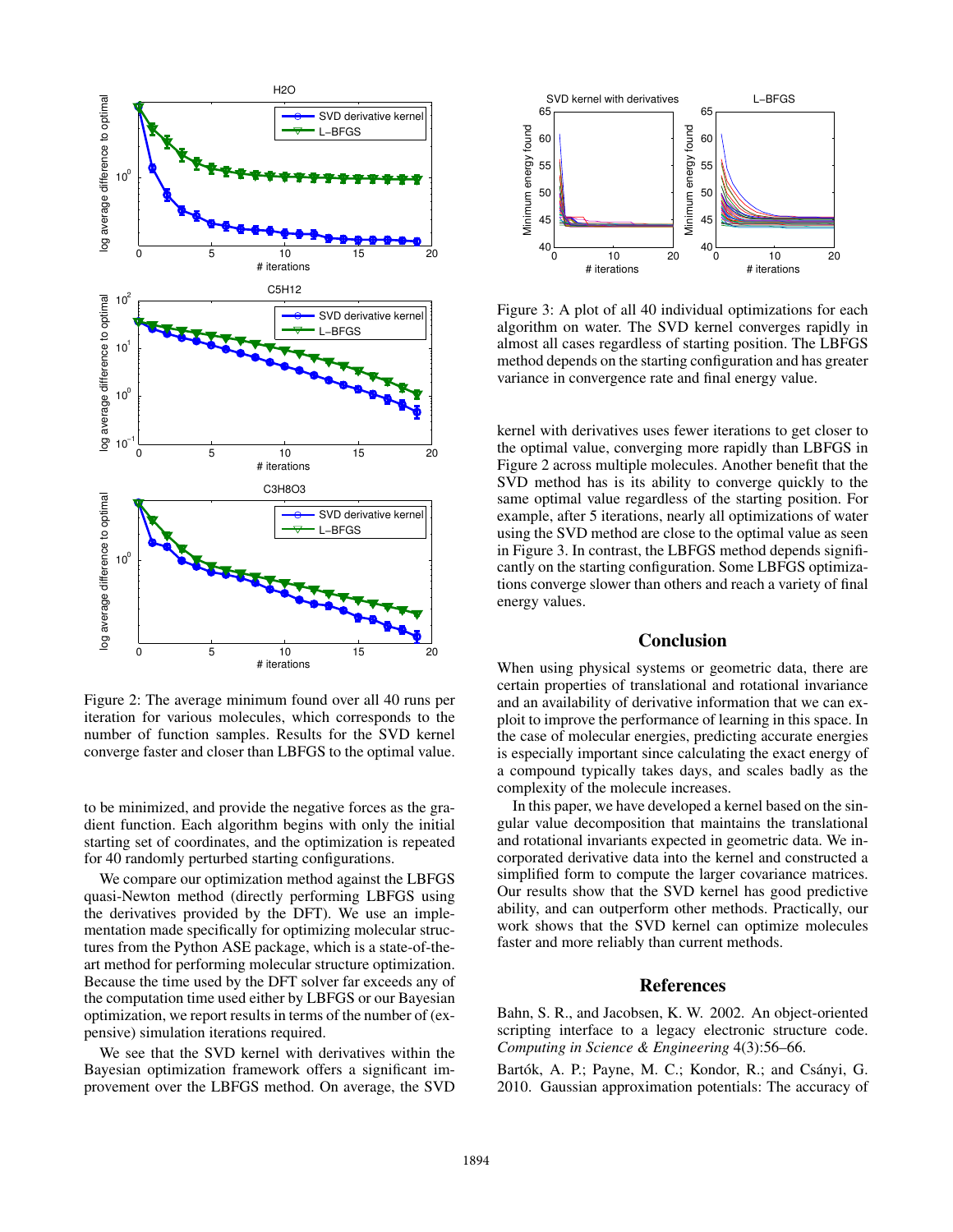Figure 2: The average minimum found over all 40 runs per iteration for various molecules, which corresponds to the number of function samples. Results for the SVD kernel converge faster and closer than LBFGS to the optimal value.

to be minimized, and provide the negative forces as the gradient function. Each algorithm begins with only the initial starting set of coordinates, and the optimization is repeated for 40 randomly perturbed starting configurations.

We compare our optimization method against the LBFGS quasi-Newton method (directly performing LBFGS using the derivatives provided by the DFT). We use an implementation made specifically for optimizing molecular structures from the Python ASE package, which is a state-of-the-art method for performing molecular structure optimization. Because the time used by the DFT solver far exceeds any of the computation time used either by LBFGS or our Bayesian optimization, we report results in terms of the number of (expensive) simulation iterations required.

We see that the SVD kernel with derivatives within the Bayesian optimization framework offers a significant improvement over the LBFGS method. On average, the SVD kernel with derivatives uses fewer iterations to get closer to the optimal value, converging more rapidly than LBFGS in Figure 2 across multiple molecules. Another benefit that the SVD method has is its ability to converge quickly to the same optimal value regardless of the starting position. For example, after 5 iterations, nearly all optimizations of water using the SVD method are close to the optimal value as seen in Figure 3. In contrast, the LBFGS method depends significantly on the starting configuration. Some LBFGS optimizations converge slower than others and reach a variety of final energy values.

Figure 3: A plot of all 40 individual optimizations for each algorithm on water. The SVD kernel converges rapidly in almost all cases regardless of starting position. The LBFGS method depends on the starting configuration and has greater variance in convergence rate and final energy value.

## Conclusion

When using physical systems or geometric data, there are certain properties of translational and rotational invariance and an availability of derivative information that we can exploit to improve the performance of learning in this space. In the case of molecular energies, predicting accurate energies is especially important since calculating the exact energy of a compound typically takes days, and scales badly as the complexity of the molecule increases.

In this paper, we have developed a kernel based on the singular value decomposition that maintains the translational and rotational invariants expected in geometric data. We incorporated derivative data into the kernel and constructed a simplified form to compute the larger covariance matrices. Our results show that the SVD kernel has good predictive ability, and can outperform other methods. Practically, our work shows that the SVD kernel can optimize molecules faster and more reliably than current methods.

## References

Bahn, S. R., and Jacobsen, K. W. 2002. An object-oriented scripting interface to a legacy electronic structure code. *Computing in Science & Engineering* 4(3):56–66.

Bartók, A. P.; Payne, M. C.; Kondor, R.; and Csányi, G. 2010. Gaussian approximation potentials: The accuracy of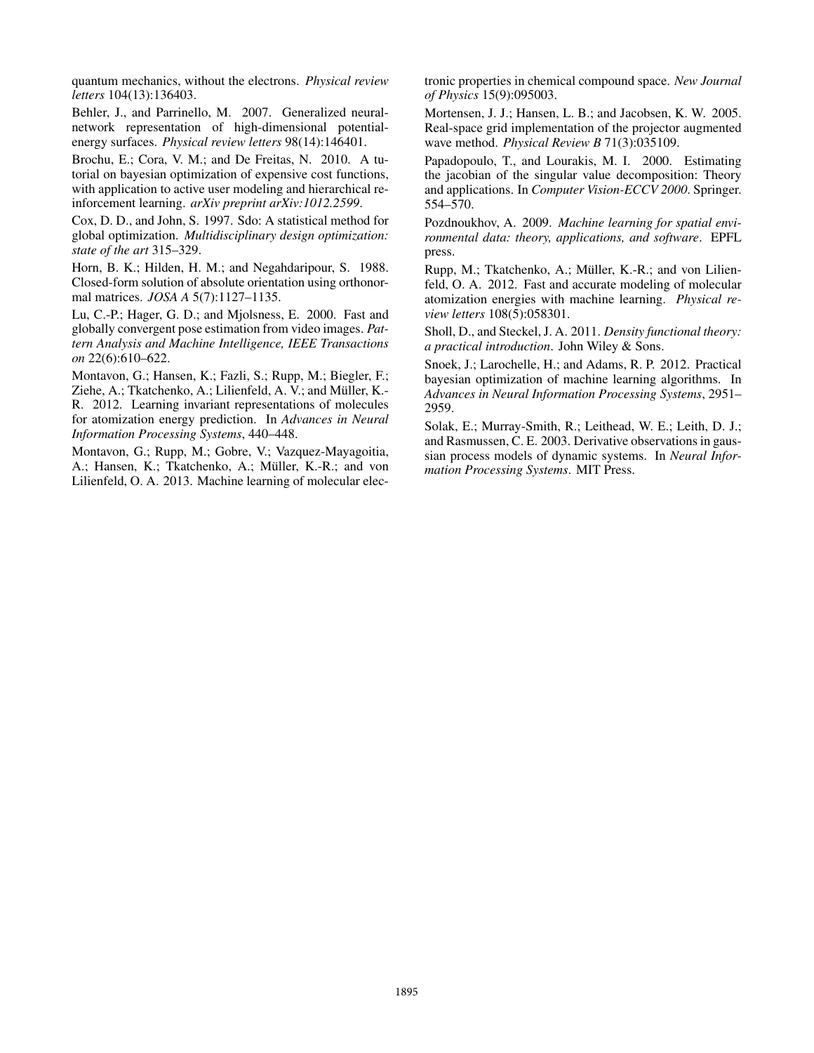quantum mechanics, without the electrons. *Physical review letters* 104(13):136403.

Behler, J., and Parrinello, M. 2007. Generalized neural-network representation of high-dimensional potential-energy surfaces. *Physical review letters* 98(14):146401.

Brochu, E.; Cora, V. M.; and De Freitas, N. 2010. A tutorial on bayesian optimization of expensive cost functions, with application to active user modeling and hierarchical reinforcement learning. *arXiv preprint arXiv:1012.2599*.

Cox, D. D., and John, S. 1997. Sdo: A statistical method for global optimization. *Multidisciplinary design optimization: state of the art* 315–329.

Horn, B. K.; Hilden, H. M.; and Negahdaripour, S. 1988. Closed-form solution of absolute orientation using orthonormal matrices. *JOSA A* 5(7):1127–1135.

Lu, C.-P.; Hager, G. D.; and Mjolsness, E. 2000. Fast and globally convergent pose estimation from video images. *Pattern Analysis and Machine Intelligence, IEEE Transactions on* 22(6):610–622.

Montavon, G.; Hansen, K.; Fazli, S.; Rupp, M.; Biegler, F.; Ziehe, A.; Tkatchenko, A.; Lilienfeld, A. V.; and Müller, K.-R. 2012. Learning invariant representations of molecules for atomization energy prediction. In *Advances in Neural Information Processing Systems*, 440–448.

Montavon, G.; Rupp, M.; Gobre, V.; Vazquez-Mayagoitia, A.; Hansen, K.; Tkatchenko, A.; Müller, K.-R.; and von Lilienfeld, O. A. 2013. Machine learning of molecular electronic properties in chemical compound space. *New Journal of Physics* 15(9):095003.

Mortensen, J. J.; Hansen, L. B.; and Jacobsen, K. W. 2005. Real-space grid implementation of the projector augmented wave method. *Physical Review B* 71(3):035109.

Papadopoulo, T., and Lourakis, M. I. 2000. Estimating the jacobian of the singular value decomposition: Theory and applications. In *Computer Vision-ECCV 2000*. Springer. 554–570.

Pozdnoukhov, A. 2009. *Machine learning for spatial environmental data: theory, applications, and software*. EPFL press.

Rupp, M.; Tkatchenko, A.; Müller, K.-R.; and von Lilienfeld, O. A. 2012. Fast and accurate modeling of molecular atomization energies with machine learning. *Physical review letters* 108(5):058301.

Sholl, D., and Steckel, J. A. 2011. *Density functional theory: a practical introduction*. John Wiley & Sons.

Snoek, J.; Larochelle, H.; and Adams, R. P. 2012. Practical bayesian optimization of machine learning algorithms. In *Advances in Neural Information Processing Systems*, 2951–2959.

Solak, E.; Murray-Smith, R.; Leithead, W. E.; Leith, D. J.; and Rasmussen, C. E. 2003. Derivative observations in gaussian process models of dynamic systems. In *Neural Information Processing Systems*. MIT Press.